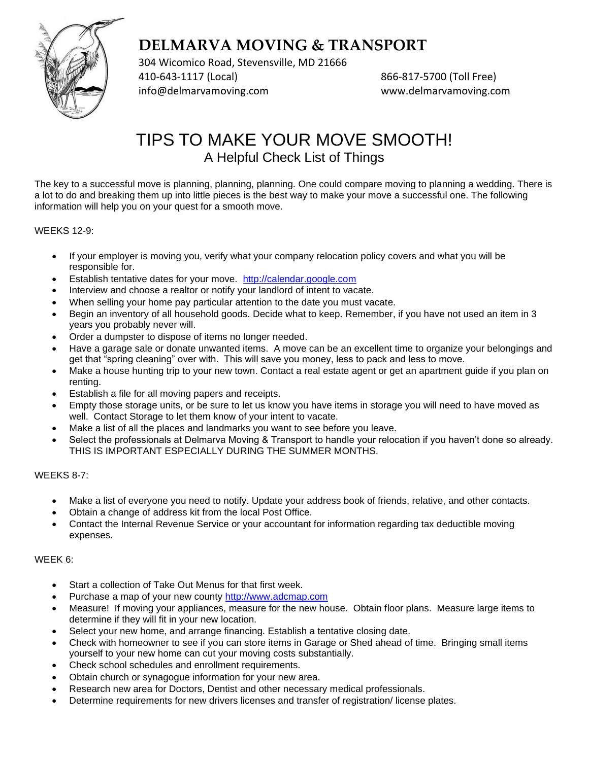# DELMARVA MOVING & TRANSPORT

304 Wicomico Road, Stevensville, MD 21666
410-643-1117 (Local) 866-817-5700 (Toll Free)
info@delmarvamoving.com www.delmarvamoving.com

## TIPS TO MAKE YOUR MOVE SMOOTH!

### A Helpful Check List of Things

The key to a successful move is planning, planning, planning. One could compare moving to planning a wedding. There is a lot to do and breaking them up into little pieces is the best way to make your move a successful one. The following information will help you on your quest for a smooth move.

WEEKS 12-9:

- If your employer is moving you, verify what your company relocation policy covers and what you will be responsible for.
- Establish tentative dates for your move. http://calendar.google.com
- Interview and choose a realtor or notify your landlord of intent to vacate.
- When selling your home pay particular attention to the date you must vacate.
- Begin an inventory of all household goods. Decide what to keep. Remember, if you have not used an item in 3 years you probably never will.
- Order a dumpster to dispose of items no longer needed.
- Have a garage sale or donate unwanted items. A move can be an excellent time to organize your belongings and get that "spring cleaning" over with. This will save you money, less to pack and less to move.
- Make a house hunting trip to your new town. Contact a real estate agent or get an apartment guide if you plan on renting.
- Establish a file for all moving papers and receipts.
- Empty those storage units, or be sure to let us know you have items in storage you will need to have moved as well. Contact Storage to let them know of your intent to vacate.
- Make a list of all the places and landmarks you want to see before you leave.
- Select the professionals at Delmarva Moving & Transport to handle your relocation if you haven't done so already. THIS IS IMPORTANT ESPECIALLY DURING THE SUMMER MONTHS.

WEEKS 8-7:

- Make a list of everyone you need to notify. Update your address book of friends, relative, and other contacts.
- Obtain a change of address kit from the local Post Office.
- Contact the Internal Revenue Service or your accountant for information regarding tax deductible moving expenses.

WEEK 6:

- Start a collection of Take Out Menus for that first week.
- Purchase a map of your new county http://www.adcmap.com
- Measure! If moving your appliances, measure for the new house. Obtain floor plans. Measure large items to determine if they will fit in your new location.
- Select your new home, and arrange financing. Establish a tentative closing date.
- Check with homeowner to see if you can store items in Garage or Shed ahead of time. Bringing small items yourself to your new home can cut your moving costs substantially.
- Check school schedules and enrollment requirements.
- Obtain church or synagogue information for your new area.
- Research new area for Doctors, Dentist and other necessary medical professionals.
- Determine requirements for new drivers licenses and transfer of registration/ license plates.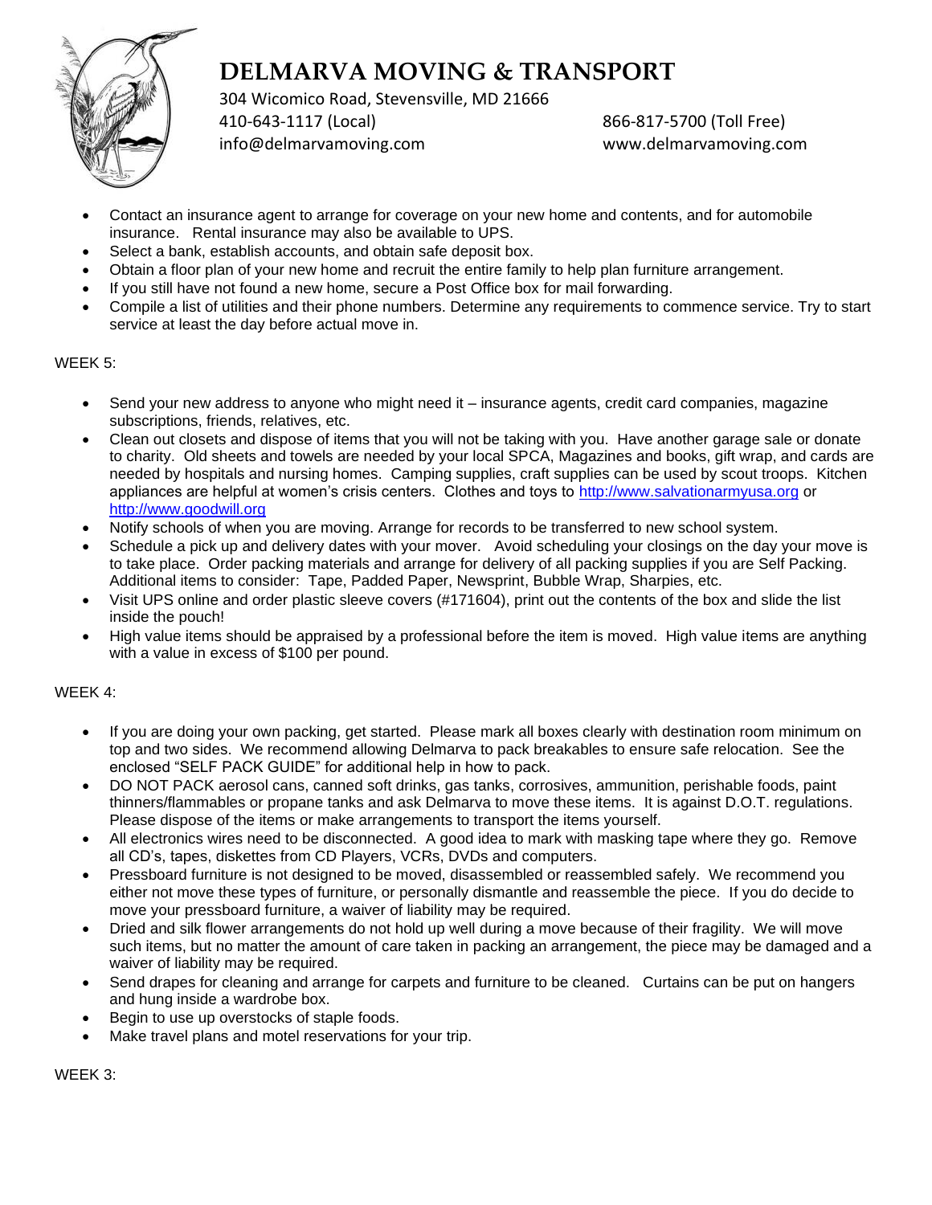# DELMARVA MOVING & TRANSPORT

304 Wicomico Road, Stevensville, MD 21666
410-643-1117 (Local) 866-817-5700 (Toll Free)
info@delmarvamoving.com www.delmarvamoving.com

- Contact an insurance agent to arrange for coverage on your new home and contents, and for automobile insurance. Rental insurance may also be available to UPS.
- Select a bank, establish accounts, and obtain safe deposit box.
- Obtain a floor plan of your new home and recruit the entire family to help plan furniture arrangement.
- If you still have not found a new home, secure a Post Office box for mail forwarding.
- Compile a list of utilities and their phone numbers. Determine any requirements to commence service. Try to start service at least the day before actual move in.

WEEK 5:

- Send your new address to anyone who might need it – insurance agents, credit card companies, magazine subscriptions, friends, relatives, etc.
- Clean out closets and dispose of items that you will not be taking with you. Have another garage sale or donate to charity. Old sheets and towels are needed by your local SPCA, Magazines and books, gift wrap, and cards are needed by hospitals and nursing homes. Camping supplies, craft supplies can be used by scout troops. Kitchen appliances are helpful at women's crisis centers. Clothes and toys to http://www.salvationarmyusa.org or http://www.goodwill.org
- Notify schools of when you are moving. Arrange for records to be transferred to new school system.
- Schedule a pick up and delivery dates with your mover. Avoid scheduling your closings on the day your move is to take place. Order packing materials and arrange for delivery of all packing supplies if you are Self Packing. Additional items to consider: Tape, Padded Paper, Newsprint, Bubble Wrap, Sharpies, etc.
- Visit UPS online and order plastic sleeve covers (#171604), print out the contents of the box and slide the list inside the pouch!
- High value items should be appraised by a professional before the item is moved. High value items are anything with a value in excess of $100 per pound.

WEEK 4:

- If you are doing your own packing, get started. Please mark all boxes clearly with destination room minimum on top and two sides. We recommend allowing Delmarva to pack breakables to ensure safe relocation. See the enclosed "SELF PACK GUIDE" for additional help in how to pack.
- DO NOT PACK aerosol cans, canned soft drinks, gas tanks, corrosives, ammunition, perishable foods, paint thinners/flammables or propane tanks and ask Delmarva to move these items. It is against D.O.T. regulations. Please dispose of the items or make arrangements to transport the items yourself.
- All electronics wires need to be disconnected. A good idea to mark with masking tape where they go. Remove all CD's, tapes, diskettes from CD Players, VCRs, DVDs and computers.
- Pressboard furniture is not designed to be moved, disassembled or reassembled safely. We recommend you either not move these types of furniture, or personally dismantle and reassemble the piece. If you do decide to move your pressboard furniture, a waiver of liability may be required.
- Dried and silk flower arrangements do not hold up well during a move because of their fragility. We will move such items, but no matter the amount of care taken in packing an arrangement, the piece may be damaged and a waiver of liability may be required.
- Send drapes for cleaning and arrange for carpets and furniture to be cleaned. Curtains can be put on hangers and hung inside a wardrobe box.
- Begin to use up overstocks of staple foods.
- Make travel plans and motel reservations for your trip.

WEEK 3: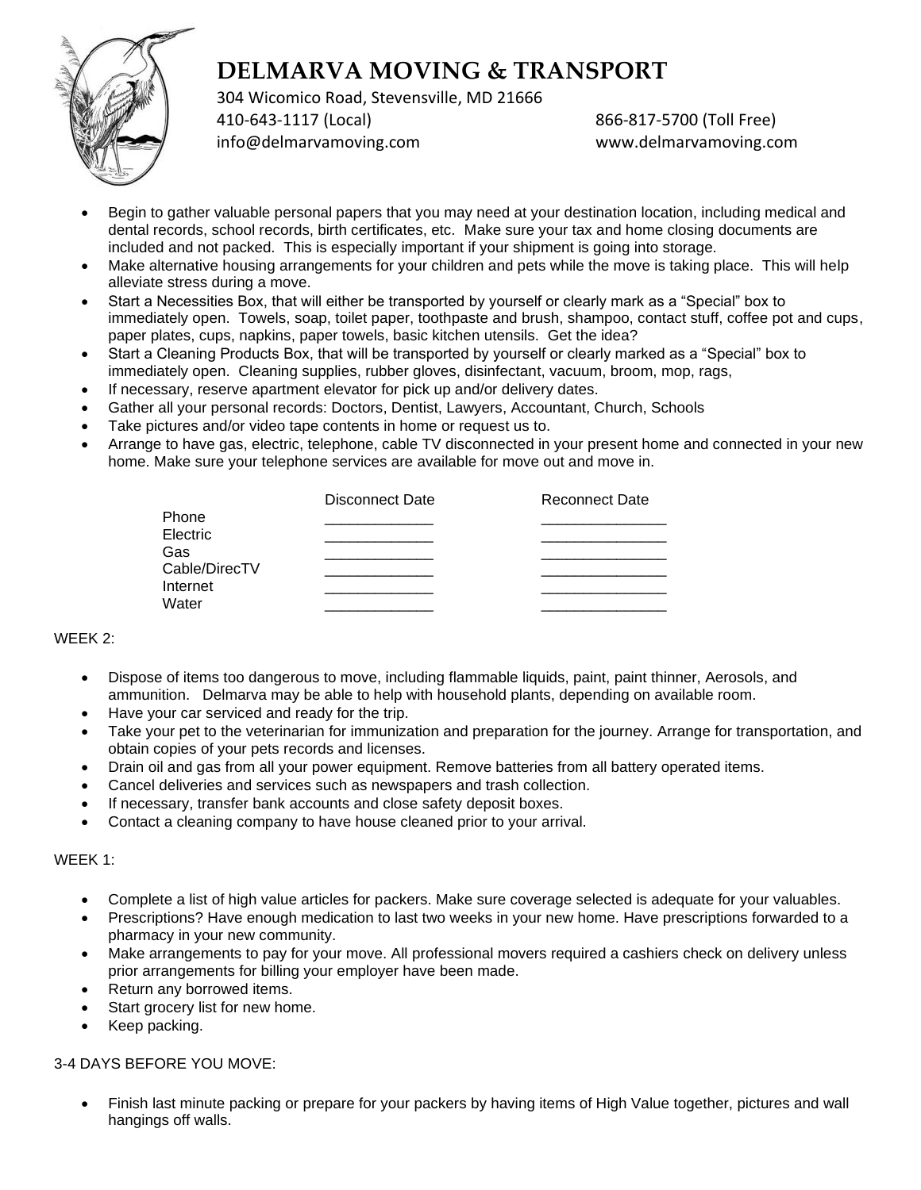# DELMARVA MOVING & TRANSPORT

304 Wicomico Road, Stevensville, MD 21666
410-643-1117 (Local) 866-817-5700 (Toll Free)
info@delmarvamoving.com www.delmarvamoving.com

- Begin to gather valuable personal papers that you may need at your destination location, including medical and dental records, school records, birth certificates, etc. Make sure your tax and home closing documents are included and not packed. This is especially important if your shipment is going into storage.
- Make alternative housing arrangements for your children and pets while the move is taking place. This will help alleviate stress during a move.
- Start a Necessities Box, that will either be transported by yourself or clearly mark as a "Special" box to immediately open. Towels, soap, toilet paper, toothpaste and brush, shampoo, contact stuff, coffee pot and cups, paper plates, cups, napkins, paper towels, basic kitchen utensils. Get the idea?
- Start a Cleaning Products Box, that will be transported by yourself or clearly marked as a "Special" box to immediately open. Cleaning supplies, rubber gloves, disinfectant, vacuum, broom, mop, rags,
- If necessary, reserve apartment elevator for pick up and/or delivery dates.
- Gather all your personal records: Doctors, Dentist, Lawyers, Accountant, Church, Schools
- Take pictures and/or video tape contents in home or request us to.
- Arrange to have gas, electric, telephone, cable TV disconnected in your present home and connected in your new home. Make sure your telephone services are available for move out and move in.

| | Disconnect Date | Reconnect Date |
|---|---|---|
| Phone | _____________ | _______________ |
| Electric | _____________ | _______________ |
| Gas | _____________ | _______________ |
| Cable/DirecTV | _____________ | _______________ |
| Internet | _____________ | _______________ |
| Water | _____________ | _______________ |

WEEK 2:

- Dispose of items too dangerous to move, including flammable liquids, paint, paint thinner, Aerosols, and ammunition. Delmarva may be able to help with household plants, depending on available room.
- Have your car serviced and ready for the trip.
- Take your pet to the veterinarian for immunization and preparation for the journey. Arrange for transportation, and obtain copies of your pets records and licenses.
- Drain oil and gas from all your power equipment. Remove batteries from all battery operated items.
- Cancel deliveries and services such as newspapers and trash collection.
- If necessary, transfer bank accounts and close safety deposit boxes.
- Contact a cleaning company to have house cleaned prior to your arrival.

WEEK 1:

- Complete a list of high value articles for packers. Make sure coverage selected is adequate for your valuables.
- Prescriptions? Have enough medication to last two weeks in your new home. Have prescriptions forwarded to a pharmacy in your new community.
- Make arrangements to pay for your move. All professional movers required a cashiers check on delivery unless prior arrangements for billing your employer have been made.
- Return any borrowed items.
- Start grocery list for new home.
- Keep packing.

3-4 DAYS BEFORE YOU MOVE:

- Finish last minute packing or prepare for your packers by having items of High Value together, pictures and wall hangings off walls.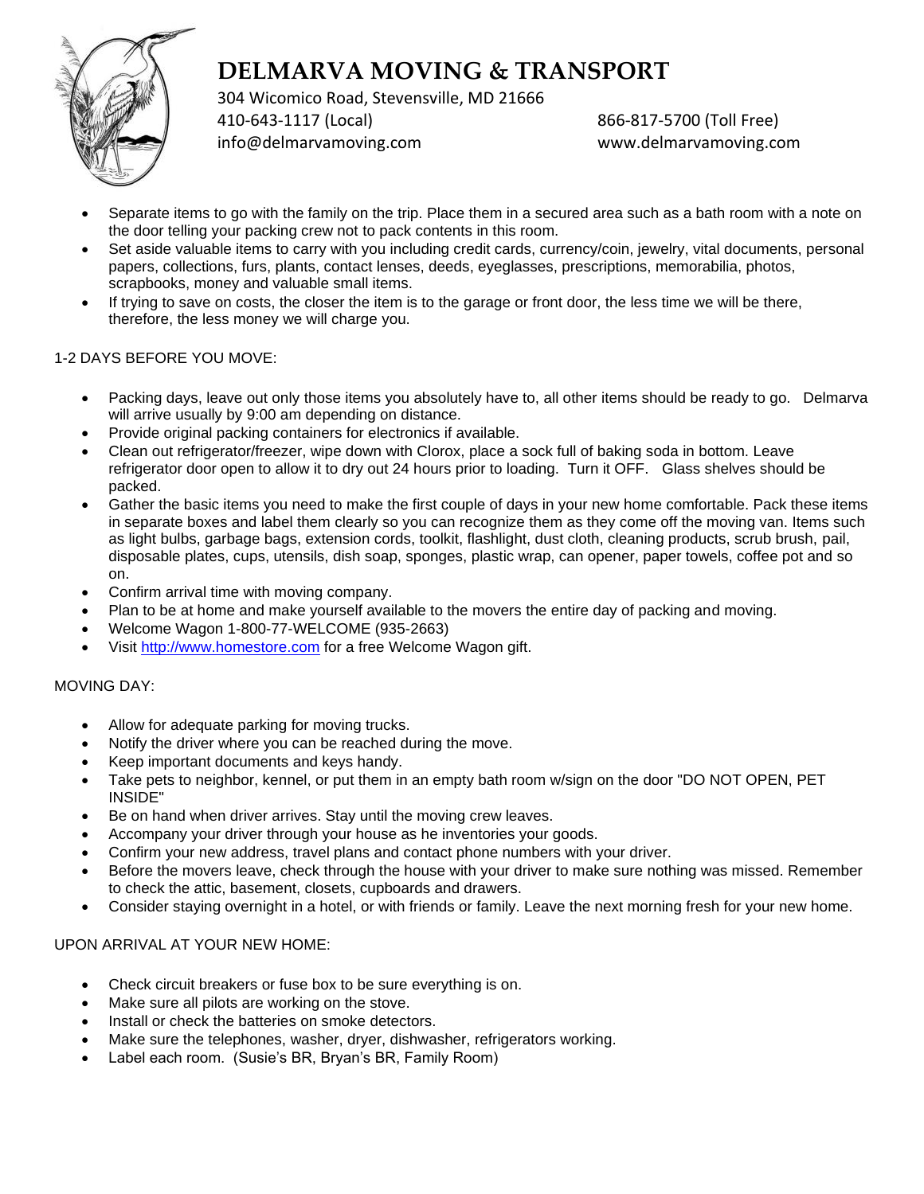# DELMARVA MOVING & TRANSPORT

304 Wicomico Road, Stevensville, MD 21666
410-643-1117 (Local) 866-817-5700 (Toll Free)
info@delmarvamoving.com www.delmarvamoving.com

- Separate items to go with the family on the trip. Place them in a secured area such as a bath room with a note on the door telling your packing crew not to pack contents in this room.
- Set aside valuable items to carry with you including credit cards, currency/coin, jewelry, vital documents, personal papers, collections, furs, plants, contact lenses, deeds, eyeglasses, prescriptions, memorabilia, photos, scrapbooks, money and valuable small items.
- If trying to save on costs, the closer the item is to the garage or front door, the less time we will be there, therefore, the less money we will charge you.

1-2 DAYS BEFORE YOU MOVE:

- Packing days, leave out only those items you absolutely have to, all other items should be ready to go. Delmarva will arrive usually by 9:00 am depending on distance.
- Provide original packing containers for electronics if available.
- Clean out refrigerator/freezer, wipe down with Clorox, place a sock full of baking soda in bottom. Leave refrigerator door open to allow it to dry out 24 hours prior to loading. Turn it OFF. Glass shelves should be packed.
- Gather the basic items you need to make the first couple of days in your new home comfortable. Pack these items in separate boxes and label them clearly so you can recognize them as they come off the moving van. Items such as light bulbs, garbage bags, extension cords, toolkit, flashlight, dust cloth, cleaning products, scrub brush, pail, disposable plates, cups, utensils, dish soap, sponges, plastic wrap, can opener, paper towels, coffee pot and so on.
- Confirm arrival time with moving company.
- Plan to be at home and make yourself available to the movers the entire day of packing and moving.
- Welcome Wagon 1-800-77-WELCOME (935-2663)
- Visit [http://www.homestore.com](http://www.homestore.com) for a free Welcome Wagon gift.

MOVING DAY:

- Allow for adequate parking for moving trucks.
- Notify the driver where you can be reached during the move.
- Keep important documents and keys handy.
- Take pets to neighbor, kennel, or put them in an empty bath room w/sign on the door "DO NOT OPEN, PET INSIDE"
- Be on hand when driver arrives. Stay until the moving crew leaves.
- Accompany your driver through your house as he inventories your goods.
- Confirm your new address, travel plans and contact phone numbers with your driver.
- Before the movers leave, check through the house with your driver to make sure nothing was missed. Remember to check the attic, basement, closets, cupboards and drawers.
- Consider staying overnight in a hotel, or with friends or family. Leave the next morning fresh for your new home.

UPON ARRIVAL AT YOUR NEW HOME:

- Check circuit breakers or fuse box to be sure everything is on.
- Make sure all pilots are working on the stove.
- Install or check the batteries on smoke detectors.
- Make sure the telephones, washer, dryer, dishwasher, refrigerators working.
- Label each room. (Susie's BR, Bryan's BR, Family Room)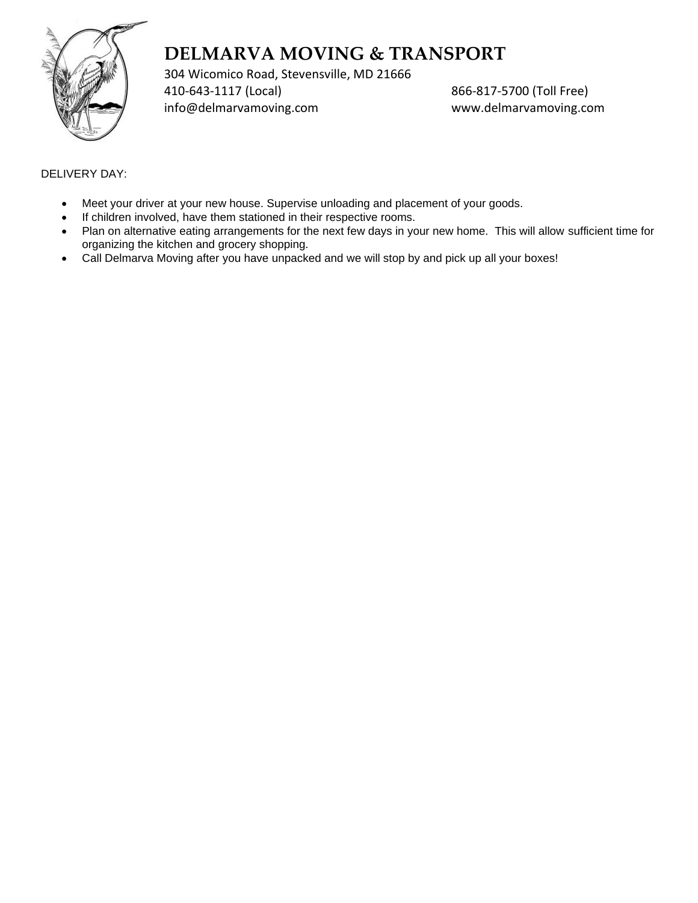# DELMARVA MOVING & TRANSPORT

304 Wicomico Road, Stevensville, MD 21666
410-643-1117 (Local)
866-817-5700 (Toll Free)
info@delmarvamoving.com
www.delmarvamoving.com

DELIVERY DAY:

- Meet your driver at your new house. Supervise unloading and placement of your goods.
- If children involved, have them stationed in their respective rooms.
- Plan on alternative eating arrangements for the next few days in your new home. This will allow sufficient time for organizing the kitchen and grocery shopping.
- Call Delmarva Moving after you have unpacked and we will stop by and pick up all your boxes!